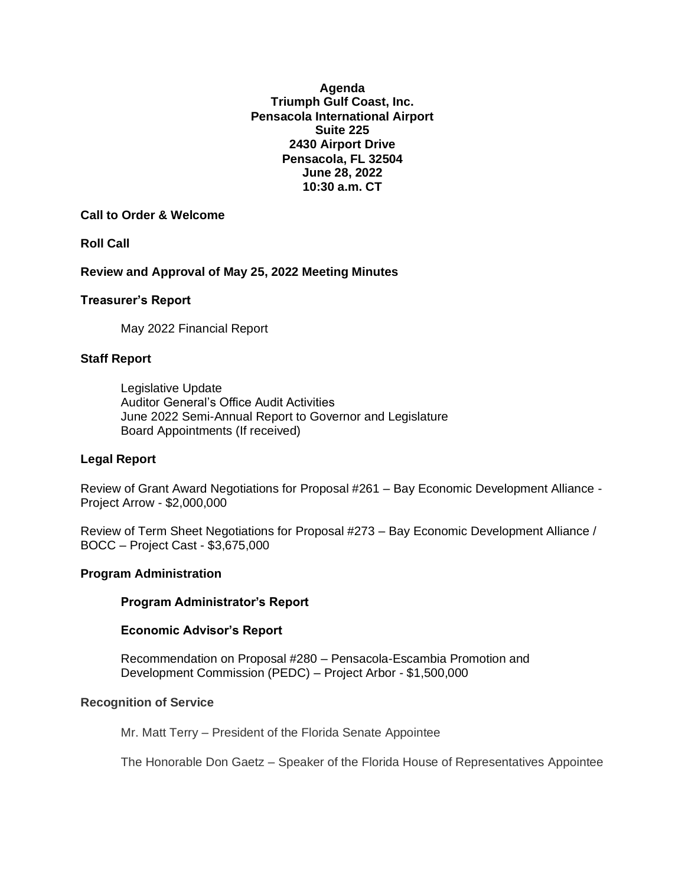**Agenda**
**Triumph Gulf Coast, Inc.**
**Pensacola International Airport**
**Suite 225**
**2430 Airport Drive**
**Pensacola, FL 32504**
**June 28, 2022**
**10:30 a.m. CT**

**Call to Order & Welcome**

**Roll Call**

**Review and Approval of May 25, 2022 Meeting Minutes**

**Treasurer's Report**

May 2022 Financial Report

**Staff Report**

Legislative Update
Auditor General's Office Audit Activities
June 2022 Semi-Annual Report to Governor and Legislature
Board Appointments (If received)

**Legal Report**

Review of Grant Award Negotiations for Proposal #261 – Bay Economic Development Alliance - Project Arrow - $2,000,000

Review of Term Sheet Negotiations for Proposal #273 – Bay Economic Development Alliance / BOCC – Project Cast - $3,675,000

**Program Administration**

**Program Administrator's Report**

**Economic Advisor's Report**

Recommendation on Proposal #280 – Pensacola-Escambia Promotion and Development Commission (PEDC) – Project Arbor - $1,500,000

**Recognition of Service**

Mr. Matt Terry – President of the Florida Senate Appointee

The Honorable Don Gaetz – Speaker of the Florida House of Representatives Appointee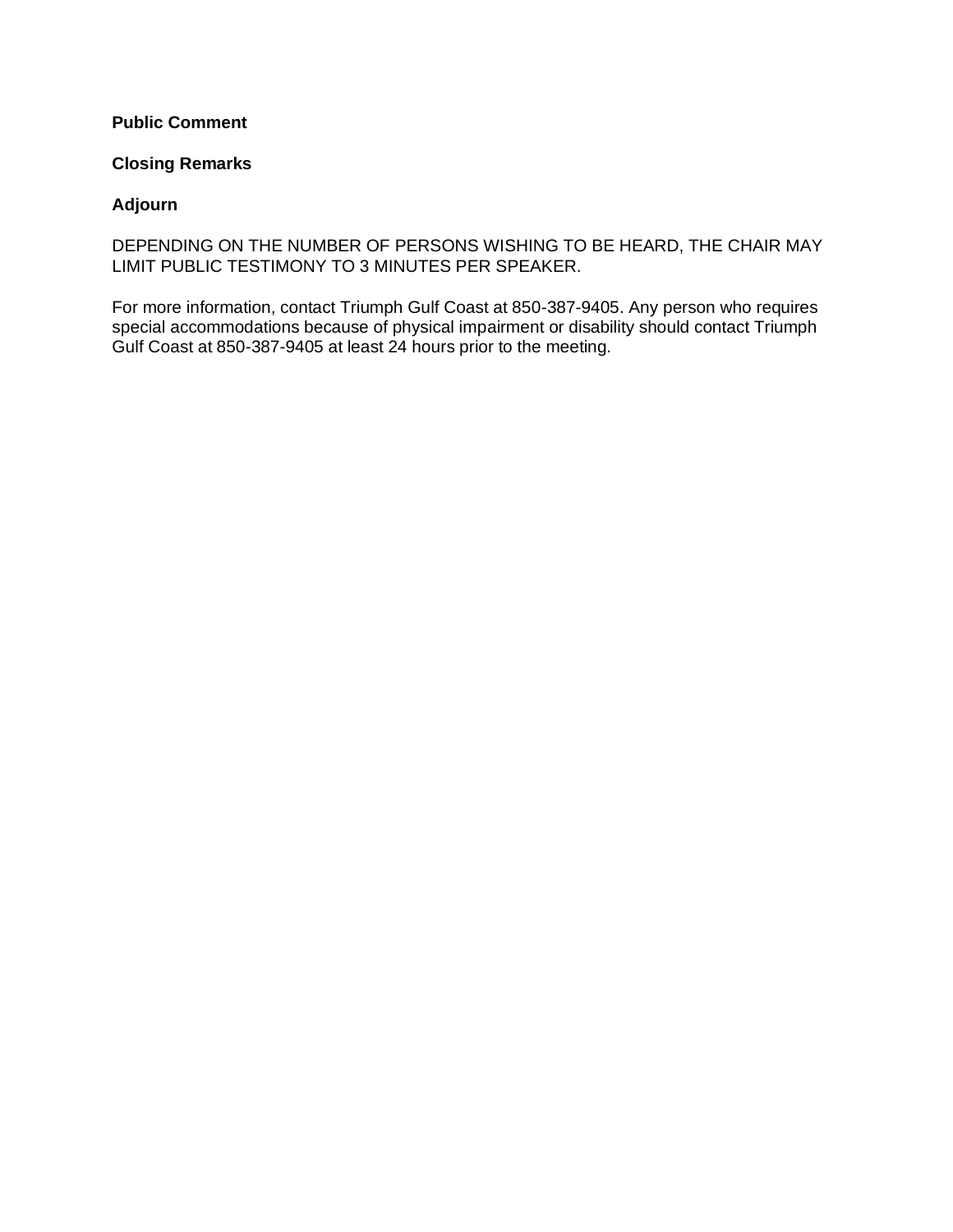**Public Comment**

**Closing Remarks**

**Adjourn**

DEPENDING ON THE NUMBER OF PERSONS WISHING TO BE HEARD, THE CHAIR MAY LIMIT PUBLIC TESTIMONY TO 3 MINUTES PER SPEAKER.

For more information, contact Triumph Gulf Coast at 850-387-9405. Any person who requires special accommodations because of physical impairment or disability should contact Triumph Gulf Coast at 850-387-9405 at least 24 hours prior to the meeting.